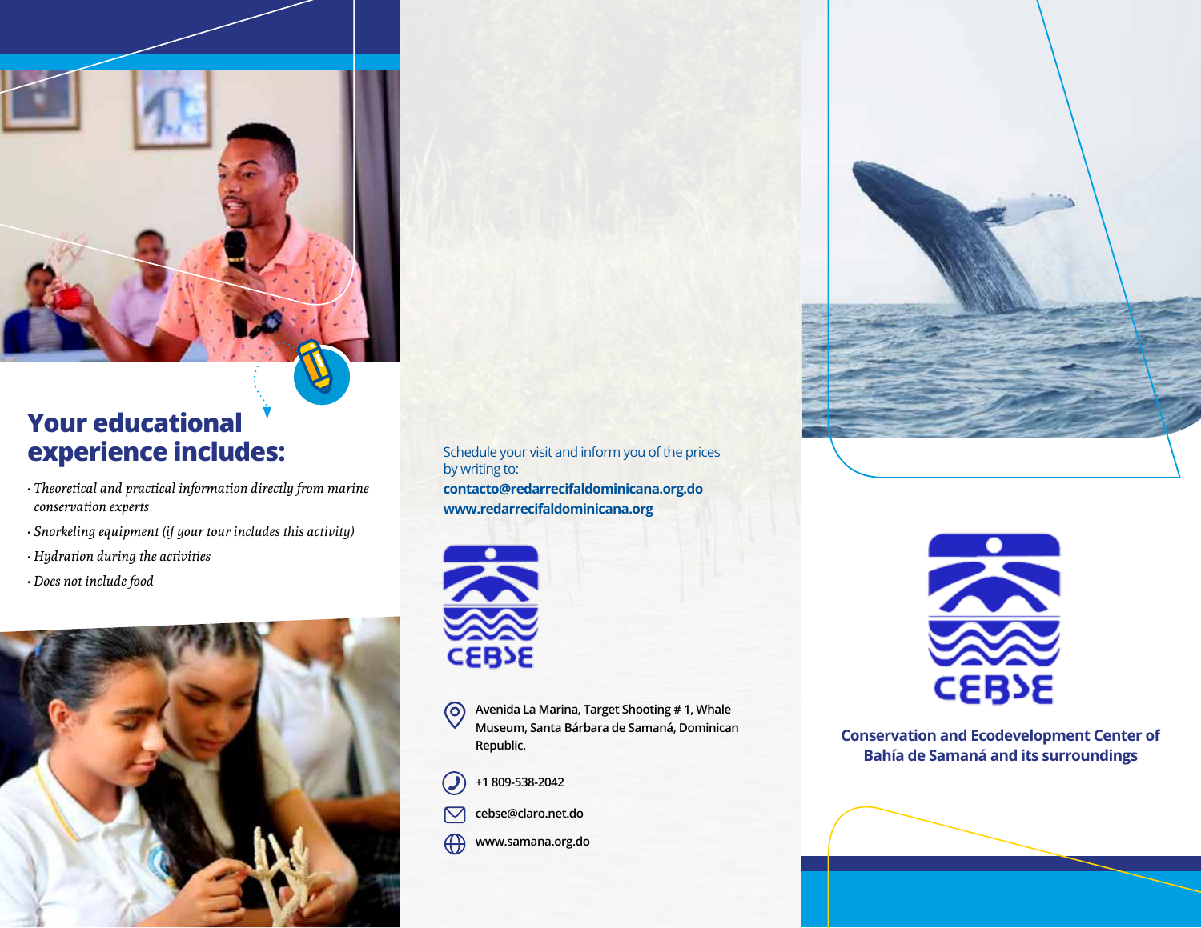## Your educational experience includes:

- *Theoretical and practical information directly from marine conservation experts*
- *Snorkeling equipment (if your tour includes this activity)*
- *Hydration during the activities*
- *Does not include food*

Schedule your visit and inform you of the prices by writing to:

**contacto@redarrecifaldominicana.org.do**

**www.redarrecifaldominicana.org**

CEBSE

Avenida La Marina, Target Shooting # 1, Whale Museum, Santa Bárbara de Samaná, Dominican Republic.

+1 809-538-2042

cebse@claro.net.do

www.samana.org.do

CEBSE

**Conservation and Ecodevelopment Center of Bahía de Samaná and its surroundings**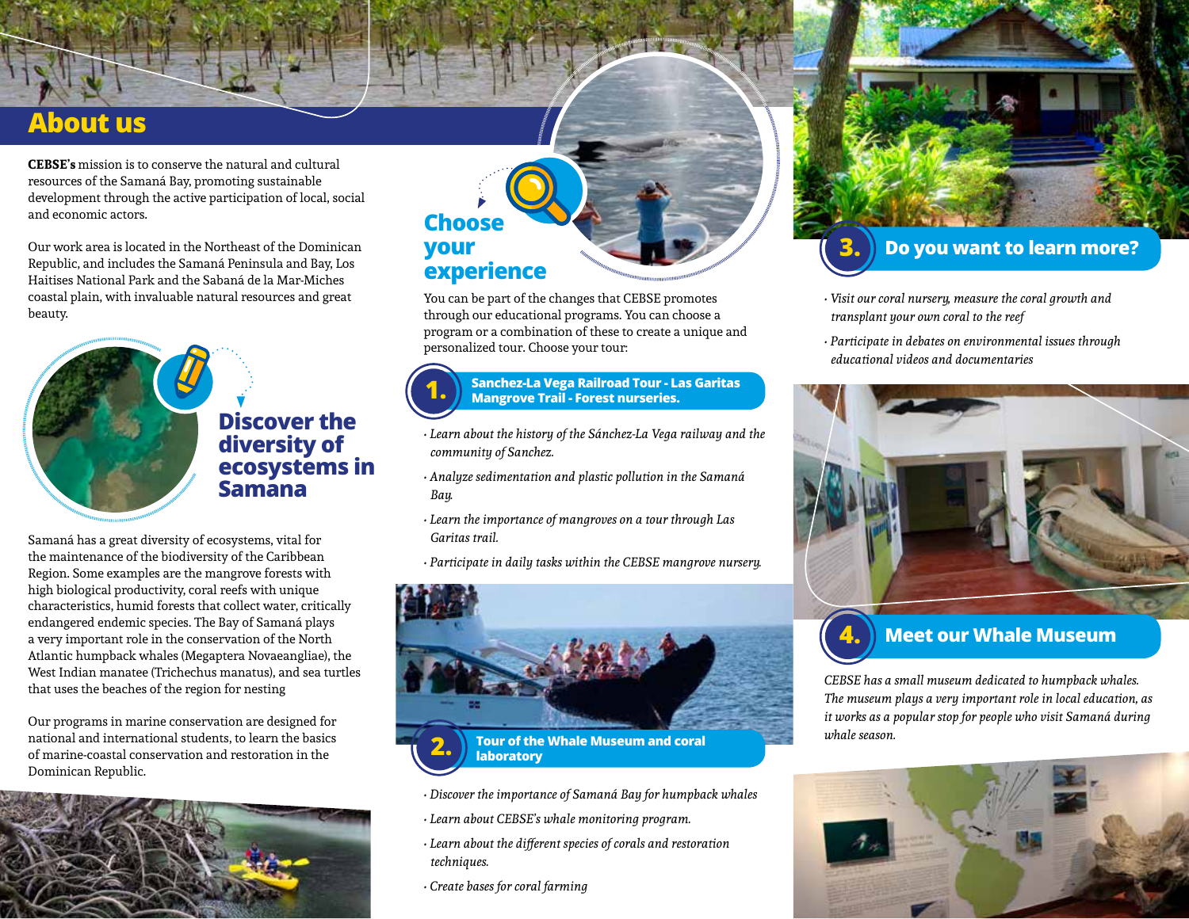## About us

**CEBSE's** mission is to conserve the natural and cultural resources of the Samaná Bay, promoting sustainable development through the active participation of local, social and economic actors.

Our work area is located in the Northeast of the Dominican Republic, and includes the Samaná Peninsula and Bay, Los Haitises National Park and the Sabaná de la Mar-Miches coastal plain, with invaluable natural resources and great beauty.

## Discover the diversity of ecosystems in Samana

Samaná has a great diversity of ecosystems, vital for the maintenance of the biodiversity of the Caribbean Region. Some examples are the mangrove forests with high biological productivity, coral reefs with unique characteristics, humid forests that collect water, critically endangered endemic species. The Bay of Samaná plays a very important role in the conservation of the North Atlantic humpback whales (Megaptera Novaeangliae), the West Indian manatee (Trichechus manatus), and sea turtles that uses the beaches of the region for nesting

Our programs in marine conservation are designed for national and international students, to learn the basics of marine-coastal conservation and restoration in the Dominican Republic.

## Choose your experience

You can be part of the changes that CEBSE promotes through our educational programs. You can choose a program or a combination of these to create a unique and personalized tour. Choose your tour:

### 1. Sanchez-La Vega Railroad Tour - Las Garitas Mangrove Trail - Forest nurseries.

- *Learn about the history of the Sánchez-La Vega railway and the community of Sanchez.*
- *Analyze sedimentation and plastic pollution in the Samaná Bay.*
- *Learn the importance of mangroves on a tour through Las Garitas trail.*
- *Participate in daily tasks within the CEBSE mangrove nursery.*

### 2. Tour of the Whale Museum and coral laboratory

- *Discover the importance of Samaná Bay for humpback whales*
- *Learn about CEBSE's whale monitoring program.*
- *Learn about the different species of corals and restoration techniques.*
- *Create bases for coral farming*

### 3. Do you want to learn more?

- *Visit our coral nursery, measure the coral growth and transplant your own coral to the reef*
- *Participate in debates on environmental issues through educational videos and documentaries*

### 4. Meet our Whale Museum

*CEBSE has a small museum dedicated to humpback whales. The museum plays a very important role in local education, as it works as a popular stop for people who visit Samaná during whale season.*